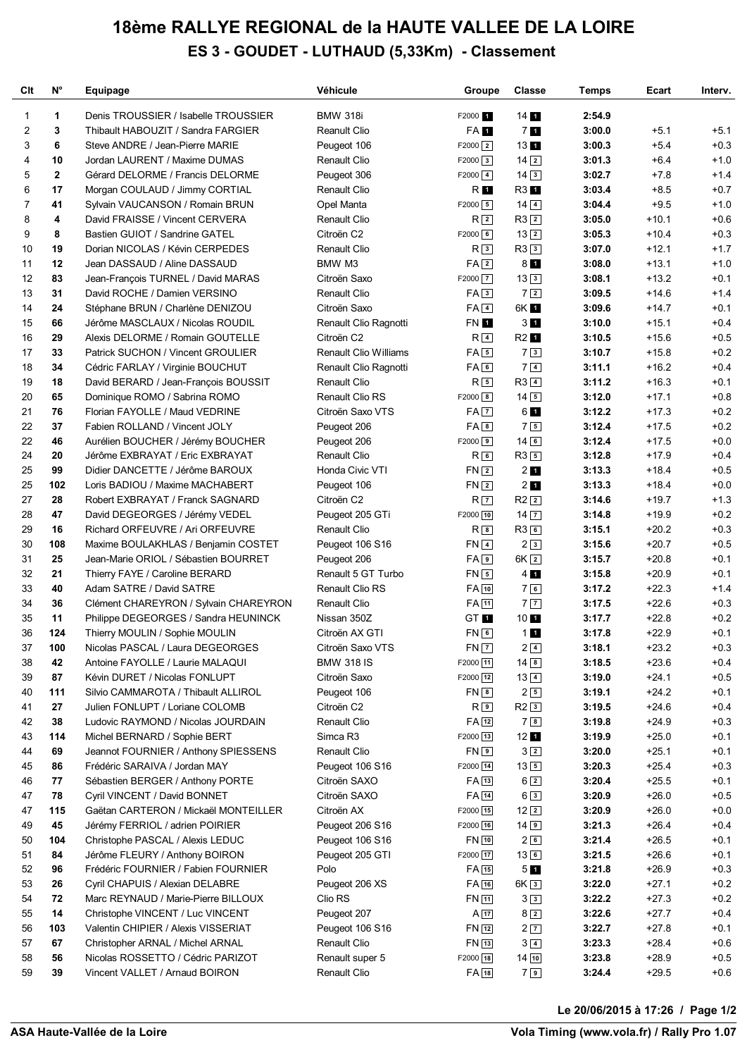# 18ème RALLYE REGIONAL de la HAUTE VALLEE DE LA LOIRE

## ES 3 - GOUDET - LUTHAUD (5,33Km) - Classement

| Clt | N° | Equipage | Véhicule | Groupe | Classe | Temps | Ecart | Interv. |
|---|---|---|---|---|---|---|---|---|
| 1 | 1 | Denis TROUSSIER / Isabelle TROUSSIER | BMW 318i | F2000 1 | 14 1 | 3:54.9 | | |
| 2 | 3 | Thibault HABOUZIT / Sandra FARGIER | Reanult Clio | FA 1 | 7 1 | 3:00.0 | +5.1 | +5.1 |
| 3 | 6 | Steve ANDRE / Jean-Pierre MARIE | Peugeot 106 | F2000 2 | 13 1 | 3:00.3 | +5.4 | +0.3 |
| 4 | 10 | Jordan LAURENT / Maxime DUMAS | Renault Clio | F2000 3 | 14 2 | 3:01.3 | +6.4 | +1.0 |
| 5 | 2 | Gérard DELORME / Francis DELORME | Peugeot 306 | F2000 4 | 14 3 | 3:02.7 | +7.8 | +1.4 |
| 6 | 17 | Morgan COULAUD / Jimmy CORTIAL | Renault Clio | R 1 | R3 1 | 3:03.4 | +8.5 | +0.7 |
| 7 | 41 | Sylvain VAUCANSON / Romain BRUN | Opel Manta | F2000 5 | 14 4 | 3:04.4 | +9.5 | +1.0 |
| 8 | 4 | David FRAISSE / Vincent CERVERA | Renault Clio | R 2 | R3 2 | 3:05.0 | +10.1 | +0.6 |
| 9 | 8 | Bastien GUIOT / Sandrine GATEL | Citroën C2 | F2000 6 | 13 2 | 3:05.3 | +10.4 | +0.3 |
| 10 | 19 | Dorian NICOLAS / Kévin CERPEDES | Renault Clio | R 3 | R3 3 | 3:07.0 | +12.1 | +1.7 |
| 11 | 12 | Jean DASSAUD / Aline DASSAUD | BMW M3 | FA 2 | 8 1 | 3:08.0 | +13.1 | +1.0 |
| 12 | 83 | Jean-François TURNEL / David MARAS | Citroën Saxo | F2000 7 | 13 3 | 3:08.1 | +13.2 | +0.1 |
| 13 | 31 | David ROCHE / Damien VERSINO | Renault Clio | FA 3 | 7 2 | 3:09.5 | +14.6 | +1.4 |
| 14 | 24 | Stéphane BRUN / Charlène DENIZOU | Citroën Saxo | FA 4 | 6K 1 | 3:09.6 | +14.7 | +0.1 |
| 15 | 66 | Jérôme MASCLAUX / Nicolas ROUDIL | Renault Clio Ragnotti | FN 1 | 3 1 | 3:10.0 | +15.1 | +0.4 |
| 16 | 29 | Alexis DELORME / Romain GOUTELLE | Citroën C2 | R 4 | R2 1 | 3:10.5 | +15.6 | +0.5 |
| 17 | 33 | Patrick SUCHON / Vincent GROULIER | Renault Clio Williams | FA 5 | 7 3 | 3:10.7 | +15.8 | +0.2 |
| 18 | 34 | Cédric FARLAY / Virginie BOUCHUT | Renault Clio Ragnotti | FA 6 | 7 4 | 3:11.1 | +16.2 | +0.4 |
| 19 | 18 | David BERARD / Jean-François BOUSSIT | Renault Clio | R 5 | R3 4 | 3:11.2 | +16.3 | +0.1 |
| 20 | 65 | Dominique ROMO / Sabrina ROMO | Renault Clio RS | F2000 8 | 14 5 | 3:12.0 | +17.1 | +0.8 |
| 21 | 76 | Florian FAYOLLE / Maud VEDRINE | Citroën Saxo VTS | FA 7 | 6 1 | 3:12.2 | +17.3 | +0.2 |
| 22 | 37 | Fabien ROLLAND / Vincent JOLY | Peugeot 206 | FA 8 | 7 5 | 3:12.4 | +17.5 | +0.2 |
| 22 | 46 | Aurélien BOUCHER / Jérémy BOUCHER | Peugeot 206 | F2000 9 | 14 6 | 3:12.4 | +17.5 | +0.0 |
| 24 | 20 | Jérôme EXBRAYAT / Eric EXBRAYAT | Renault Clio | R 6 | R3 5 | 3:12.8 | +17.9 | +0.4 |
| 25 | 99 | Didier DANCETTE / Jérôme BAROUX | Honda Civic VTI | FN 2 | 2 1 | 3:13.3 | +18.4 | +0.5 |
| 25 | 102 | Loris BADIOU / Maxime MACHABERT | Peugeot 106 | FN 2 | 2 1 | 3:13.3 | +18.4 | +0.0 |
| 27 | 28 | Robert EXBRAYAT / Franck SAGNARD | Citroën C2 | R 7 | R2 2 | 3:14.6 | +19.7 | +1.3 |
| 28 | 47 | David DEGEORGES / Jérémy VEDEL | Peugeot 205 GTi | F2000 10 | 14 7 | 3:14.8 | +19.9 | +0.2 |
| 29 | 16 | Richard ORFEUVRE / Ari ORFEUVRE | Renault Clio | R 8 | R3 6 | 3:15.1 | +20.2 | +0.3 |
| 30 | 108 | Maxime BOULAKHLAS / Benjamin COSTET | Peugeot 106 S16 | FN 4 | 2 3 | 3:15.6 | +20.7 | +0.5 |
| 31 | 25 | Jean-Marie ORIOL / Sébastien BOURRET | Peugeot 206 | FA 9 | 6K 2 | 3:15.7 | +20.8 | +0.1 |
| 32 | 21 | Thierry FAYE / Caroline BERARD | Renault 5 GT Turbo | FN 5 | 4 1 | 3:15.8 | +20.9 | +0.1 |
| 33 | 40 | Adam SATRE / David SATRE | Renault Clio RS | FA 10 | 7 6 | 3:17.2 | +22.3 | +1.4 |
| 34 | 36 | Clément CHAREYRON / Sylvain CHAREYRON | Renault Clio | FA 11 | 7 7 | 3:17.5 | +22.6 | +0.3 |
| 35 | 11 | Philippe DEGEORGES / Sandra HEUNINCK | Nissan 350Z | GT 1 | 10 1 | 3:17.7 | +22.8 | +0.2 |
| 36 | 124 | Thierry MOULIN / Sophie MOULIN | Citroën AX GTI | FN 6 | 1 1 | 3:17.8 | +22.9 | +0.1 |
| 37 | 100 | Nicolas PASCAL / Laura DEGEORGES | Citroën Saxo VTS | FN 7 | 2 4 | 3:18.1 | +23.2 | +0.3 |
| 38 | 42 | Antoine FAYOLLE / Laurie MALAQUI | BMW 318 IS | F2000 11 | 14 8 | 3:18.5 | +23.6 | +0.4 |
| 39 | 87 | Kévin DURET / Nicolas FONLUPT | Citroën Saxo | F2000 12 | 13 4 | 3:19.0 | +24.1 | +0.5 |
| 40 | 111 | Silvio CAMMAROTA / Thibault ALLIROL | Peugeot 106 | FN 8 | 2 5 | 3:19.1 | +24.2 | +0.1 |
| 41 | 27 | Julien FONLUPT / Loriane COLOMB | Citroën C2 | R 9 | R2 3 | 3:19.5 | +24.6 | +0.4 |
| 42 | 38 | Ludovic RAYMOND / Nicolas JOURDAIN | Renault Clio | FA 12 | 7 8 | 3:19.8 | +24.9 | +0.3 |
| 43 | 114 | Michel BERNARD / Sophie BERT | Simca R3 | F2000 13 | 12 1 | 3:19.9 | +25.0 | +0.1 |
| 44 | 69 | Jeannot FOURNIER / Anthony SPIESSENS | Renault Clio | FN 9 | 3 2 | 3:20.0 | +25.1 | +0.1 |
| 45 | 86 | Frédéric SARAIVA / Jordan MAY | Peugeot 106 S16 | F2000 14 | 13 5 | 3:20.3 | +25.4 | +0.3 |
| 46 | 77 | Sébastien BERGER / Anthony PORTE | Citroën SAXO | FA 13 | 6 2 | 3:20.4 | +25.5 | +0.1 |
| 47 | 78 | Cyril VINCENT / David BONNET | Citroën SAXO | FA 14 | 6 3 | 3:20.9 | +26.0 | +0.5 |
| 47 | 115 | Gaëtan CARTERON / Mickaël MONTEILLER | Citroën AX | F2000 15 | 12 2 | 3:20.9 | +26.0 | +0.0 |
| 49 | 45 | Jérémy FERRIOL / adrien POIRIER | Peugeot 206 S16 | F2000 16 | 14 9 | 3:21.3 | +26.4 | +0.4 |
| 50 | 104 | Christophe PASCAL / Alexis LEDUC | Peugeot 106 S16 | FN 10 | 2 6 | 3:21.4 | +26.5 | +0.1 |
| 51 | 84 | Jérôme FLEURY / Anthony BOIRON | Peugeot 205 GTI | F2000 17 | 13 6 | 3:21.5 | +26.6 | +0.1 |
| 52 | 96 | Frédéric FOURNIER / Fabien FOURNIER | Polo | FA 15 | 5 1 | 3:21.8 | +26.9 | +0.3 |
| 53 | 26 | Cyril CHAPUIS / Alexian DELABRE | Peugeot 206 XS | FA 16 | 6K 3 | 3:22.0 | +27.1 | +0.2 |
| 54 | 72 | Marc REYNAUD / Marie-Pierre BILLOUX | Clio RS | FN 11 | 3 3 | 3:22.2 | +27.3 | +0.2 |
| 55 | 14 | Christophe VINCENT / Luc VINCENT | Peugeot 207 | A 17 | 8 2 | 3:22.6 | +27.7 | +0.4 |
| 56 | 103 | Valentin CHIPIER / Alexis VISSERIAT | Peugeot 106 S16 | FN 12 | 2 7 | 3:22.7 | +27.8 | +0.1 |
| 57 | 67 | Christopher ARNAL / Michel ARNAL | Renault Clio | FN 13 | 3 4 | 3:23.3 | +28.4 | +0.6 |
| 58 | 56 | Nicolas ROSSETTO / Cédric PARIZOT | Renault super 5 | F2000 18 | 14 10 | 3:23.8 | +28.9 | +0.5 |
| 59 | 39 | Vincent VALLET / Arnaud BOIRON | Renault Clio | FA 18 | 7 9 | 3:24.4 | +29.5 | +0.6 |

Le 20/06/2015 à 17:26

ASA Haute-Vallée de la Loire

Vola Timing (www.vola.fr) / Rally Pro 1.07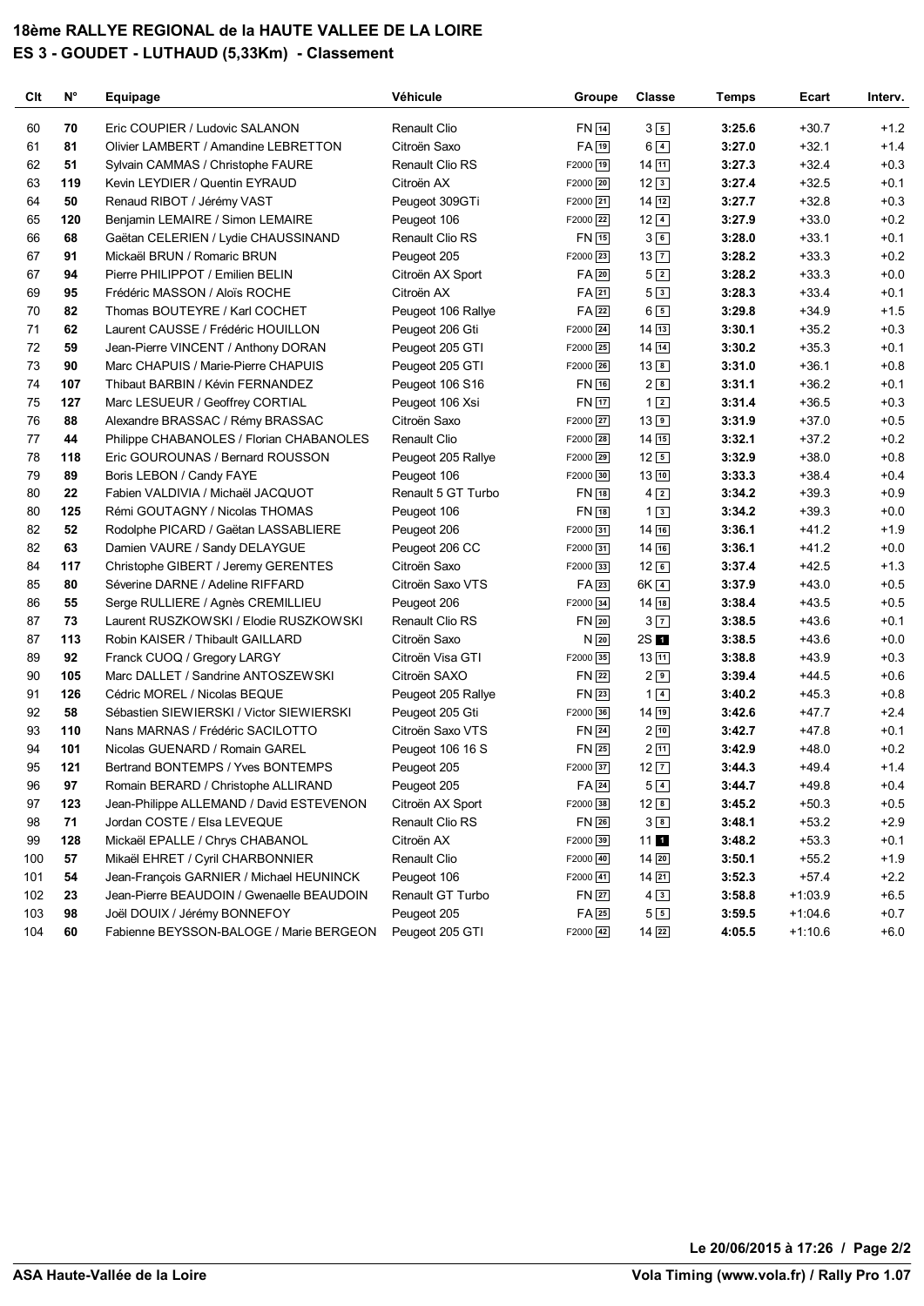# 18ème RALLYE REGIONAL de la HAUTE VALLEE DE LA LOIRE
## ES 3 - GOUDET - LUTHAUD (5,33Km) - Classement

| Clt | N° | Equipage | Véhicule | Groupe | Classe | Temps | Ecart | Interv. |
|---|---|---|---|---|---|---|---|---|
| 60 | 70 | Eric COUPIER / Ludovic SALANON | Renault Clio | FN 14 | 3 5 | 3:25.6 | +30.7 | +1.2 |
| 61 | 81 | Olivier LAMBERT / Amandine LEBRETTON | Citroën Saxo | FA 19 | 6 4 | 3:27.0 | +32.1 | +1.4 |
| 62 | 51 | Sylvain CAMMAS / Christophe FAURE | Renault Clio RS | F2000 19 | 14 11 | 3:27.3 | +32.4 | +0.3 |
| 63 | 119 | Kevin LEYDIER / Quentin EYRAUD | Citroën AX | F2000 20 | 12 3 | 3:27.4 | +32.5 | +0.1 |
| 64 | 50 | Renaud RIBOT / Jérémy VAST | Peugeot 309GTi | F2000 21 | 14 12 | 3:27.7 | +32.8 | +0.3 |
| 65 | 120 | Benjamin LEMAIRE / Simon LEMAIRE | Peugeot 106 | F2000 22 | 12 4 | 3:27.9 | +33.0 | +0.2 |
| 66 | 68 | Gaëtan CELERIEN / Lydie CHAUSSINAND | Renault Clio RS | FN 15 | 3 6 | 3:28.0 | +33.1 | +0.1 |
| 67 | 91 | Mickaël BRUN / Romaric BRUN | Peugeot 205 | F2000 23 | 13 7 | 3:28.2 | +33.3 | +0.2 |
| 67 | 94 | Pierre PHILIPPOT / Emilien BELIN | Citroën AX Sport | FA 20 | 5 2 | 3:28.2 | +33.3 | +0.0 |
| 69 | 95 | Frédéric MASSON / Aloïs ROCHE | Citroën AX | FA 21 | 5 3 | 3:28.3 | +33.4 | +0.1 |
| 70 | 82 | Thomas BOUTEYRE / Karl COCHET | Peugeot 106 Rallye | FA 22 | 6 5 | 3:29.8 | +34.9 | +1.5 |
| 71 | 62 | Laurent CAUSSE / Frédéric HOUILLON | Peugeot 206 Gti | F2000 24 | 14 13 | 3:30.1 | +35.2 | +0.3 |
| 72 | 59 | Jean-Pierre VINCENT / Anthony DORAN | Peugeot 205 GTI | F2000 25 | 14 14 | 3:30.2 | +35.3 | +0.1 |
| 73 | 90 | Marc CHAPUIS / Marie-Pierre CHAPUIS | Peugeot 205 GTI | F2000 26 | 13 8 | 3:31.0 | +36.1 | +0.8 |
| 74 | 107 | Thibaut BARBIN / Kévin FERNANDEZ | Peugeot 106 S16 | FN 16 | 2 8 | 3:31.1 | +36.2 | +0.1 |
| 75 | 127 | Marc LESUEUR / Geoffrey CORTIAL | Peugeot 106 Xsi | FN 17 | 1 2 | 3:31.4 | +36.5 | +0.3 |
| 76 | 88 | Alexandre BRASSAC / Rémy BRASSAC | Citroën Saxo | F2000 27 | 13 9 | 3:31.9 | +37.0 | +0.5 |
| 77 | 44 | Philippe CHABANOLES / Florian CHABANOLES | Renault Clio | F2000 28 | 14 15 | 3:32.1 | +37.2 | +0.2 |
| 78 | 118 | Eric GOUROUNAS / Bernard ROUSSON | Peugeot 205 Rallye | F2000 29 | 12 5 | 3:32.9 | +38.0 | +0.8 |
| 79 | 89 | Boris LEBON / Candy FAYE | Peugeot 106 | F2000 30 | 13 10 | 3:33.3 | +38.4 | +0.4 |
| 80 | 22 | Fabien VALDIVIA / Michaël JACQUOT | Renault 5 GT Turbo | FN 18 | 4 2 | 3:34.2 | +39.3 | +0.9 |
| 80 | 125 | Rémi GOUTAGNY / Nicolas THOMAS | Peugeot 106 | FN 18 | 1 3 | 3:34.2 | +39.3 | +0.0 |
| 82 | 52 | Rodolphe PICARD / Gaëtan LASSABLIERE | Peugeot 206 | F2000 31 | 14 16 | 3:36.1 | +41.2 | +1.9 |
| 82 | 63 | Damien VAURE / Sandy DELAYGUE | Peugeot 206 CC | F2000 31 | 14 16 | 3:36.1 | +41.2 | +0.0 |
| 84 | 117 | Christophe GIBERT / Jeremy GERENTES | Citroën Saxo | F2000 33 | 12 6 | 3:37.4 | +42.5 | +1.3 |
| 85 | 80 | Séverine DARNE / Adeline RIFFARD | Citroën Saxo VTS | FA 23 | 6K 4 | 3:37.9 | +43.0 | +0.5 |
| 86 | 55 | Serge RULLIERE / Agnès CREMILLIEU | Peugeot 206 | F2000 34 | 14 18 | 3:38.4 | +43.5 | +0.5 |
| 87 | 73 | Laurent RUSZKOWSKI / Elodie RUSZKOWSKI | Renault Clio RS | FN 20 | 3 7 | 3:38.5 | +43.6 | +0.1 |
| 87 | 113 | Robin KAISER / Thibault GAILLARD | Citroën Saxo | N 20 | 2S 1 | 3:38.5 | +43.6 | +0.0 |
| 89 | 92 | Franck CUOQ / Gregory LARGY | Citroën Visa GTI | F2000 35 | 13 11 | 3:38.8 | +43.9 | +0.3 |
| 90 | 105 | Marc DALLET / Sandrine ANTOSZEWSKI | Citroën SAXO | FN 22 | 2 9 | 3:39.4 | +44.5 | +0.6 |
| 91 | 126 | Cédric MOREL / Nicolas BEQUE | Peugeot 205 Rallye | FN 23 | 1 4 | 3:40.2 | +45.3 | +0.8 |
| 92 | 58 | Sébastien SIEWIERSKI / Victor SIEWIERSKI | Peugeot 205 Gti | F2000 36 | 14 19 | 3:42.6 | +47.7 | +2.4 |
| 93 | 110 | Nans MARNAS / Frédéric SACILOTTO | Citroën Saxo VTS | FN 24 | 2 10 | 3:42.7 | +47.8 | +0.1 |
| 94 | 101 | Nicolas GUENARD / Romain GAREL | Peugeot 106 16 S | FN 25 | 2 11 | 3:42.9 | +48.0 | +0.2 |
| 95 | 121 | Bertrand BONTEMPS / Yves BONTEMPS | Peugeot 205 | F2000 37 | 12 7 | 3:44.3 | +49.4 | +1.4 |
| 96 | 97 | Romain BERARD / Christophe ALLIRAND | Peugeot 205 | FA 24 | 5 4 | 3:44.7 | +49.8 | +0.4 |
| 97 | 123 | Jean-Philippe ALLEMAND / David ESTEVENON | Citroën AX Sport | F2000 38 | 12 8 | 3:45.2 | +50.3 | +0.5 |
| 98 | 71 | Jordan COSTE / Elsa LEVEQUE | Renault Clio RS | FN 26 | 3 8 | 3:48.1 | +53.2 | +2.9 |
| 99 | 128 | Mickaël EPALLE / Chrys CHABANOL | Citroën AX | F2000 39 | 11 1 | 3:48.2 | +53.3 | +0.1 |
| 100 | 57 | Mikaël EHRET / Cyril CHARBONNIER | Renault Clio | F2000 40 | 14 20 | 3:50.1 | +55.2 | +1.9 |
| 101 | 54 | Jean-François GARNIER / Michael HEUNINCK | Peugeot 106 | F2000 41 | 14 21 | 3:52.3 | +57.4 | +2.2 |
| 102 | 23 | Jean-Pierre BEAUDOIN / Gwenaelle BEAUDOIN | Renault GT Turbo | FN 27 | 4 3 | 3:58.8 | +1:03.9 | +6.5 |
| 103 | 98 | Joël DOUIX / Jérémy BONNEFOY | Peugeot 205 | FA 25 | 5 5 | 3:59.5 | +1:04.6 | +0.7 |
| 104 | 60 | Fabienne BEYSSON-BALOGE / Marie BERGEON | Peugeot 205 GTI | F2000 42 | 14 22 | 4:05.5 | +1:10.6 | +6.0 |

Le 20/06/2015 à 17:26

ASA Haute-Vallée de la Loire

Vola Timing (www.vola.fr) / Rally Pro 1.07